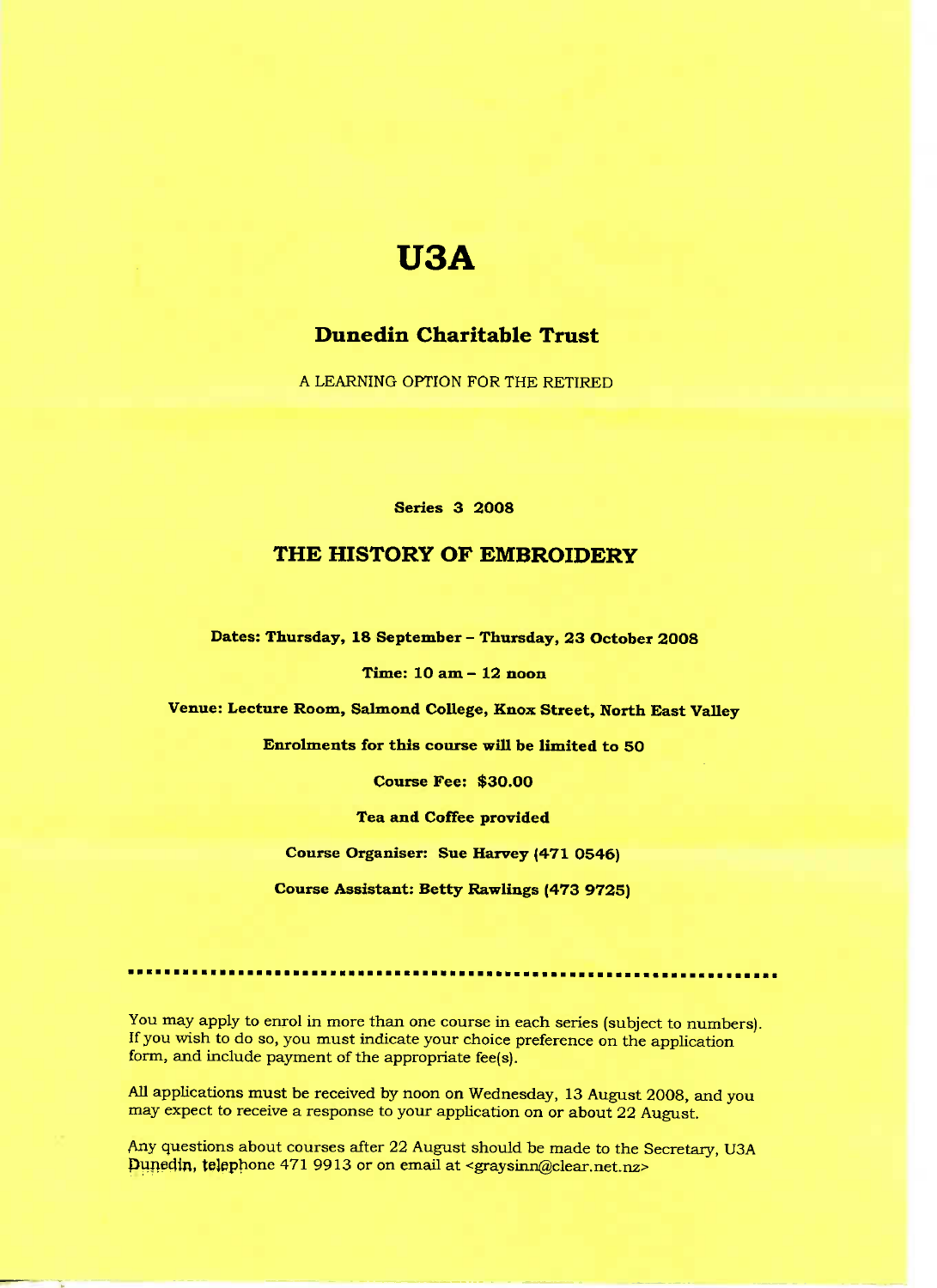# U3A

## Dunedin Charitable Trust

A LEARNING OPTION FOR THE RETIRED

**Series 3 2008**

## THE HISTORY OF EMBROIDERY

**Dates: Thursday, 18 September – Thursday, 23 October 2008**

**Time: 10 am – 12 noon**

**Venue: Lecture Room, Salmond College, Knox Street, North East Valley**

**Enrolments for this course will be limited to 50**

**Course Fee: $30.00**

**Tea and Coffee provided**

**Course Organiser: Sue Harvey (471 0546)**

**Course Assistant: Betty Rawlings (473 9725)**

---

You may apply to enrol in more than one course in each series (subject to numbers). If you wish to do so, you must indicate your choice preference on the application form, and include payment of the appropriate fee(s).

All applications must be received by noon on Wednesday, 13 August 2008, and you may expect to receive a response to your application on or about 22 August.

Any questions about courses after 22 August should be made to the Secretary, U3A Dunedin, telephone 471 9913 or on email at <graysinn@clear.net.nz>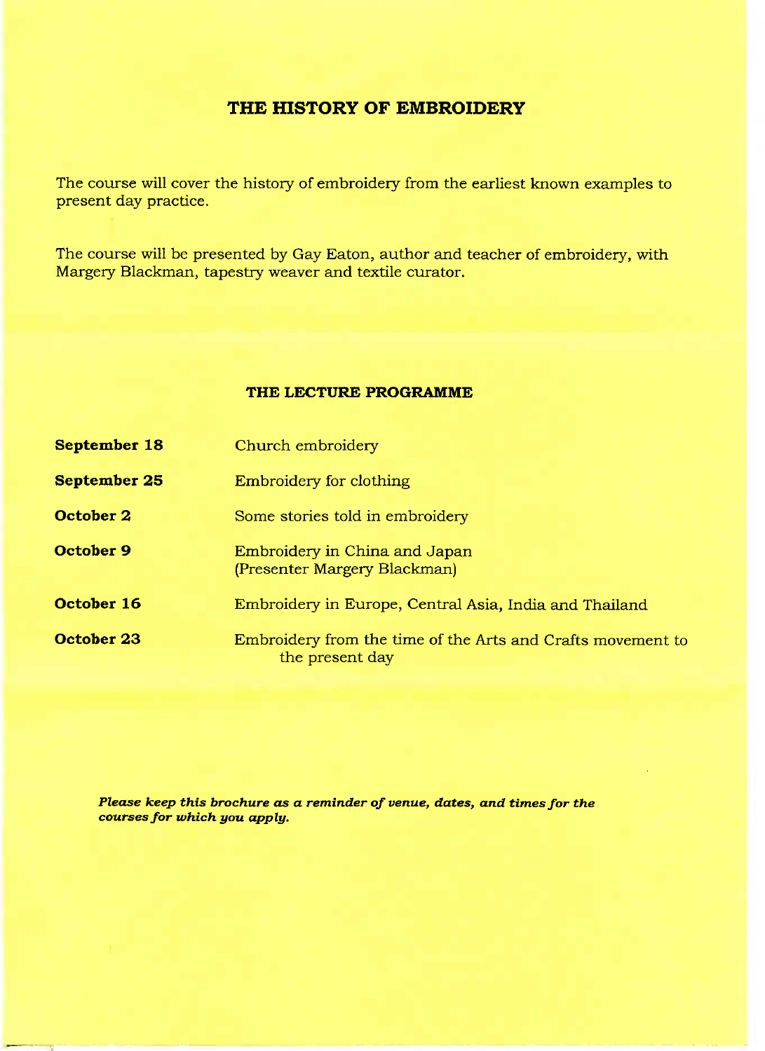# THE HISTORY OF EMBROIDERY

The course will cover the history of embroidery from the earliest known examples to present day practice.

The course will be presented by Gay Eaton, author and teacher of embroidery, with Margery Blackman, tapestry weaver and textile curator.

## THE LECTURE PROGRAMME

| | |
|---|---|
| **September 18** | Church embroidery |
| **September 25** | Embroidery for clothing |
| **October 2** | Some stories told in embroidery |
| **October 9** | Embroidery in China and Japan (Presenter Margery Blackman) |
| **October 16** | Embroidery in Europe, Central Asia, India and Thailand |
| **October 23** | Embroidery from the time of the Arts and Crafts movement to the present day |

***Please keep this brochure as a reminder of venue, dates, and times for the courses for which you apply.***